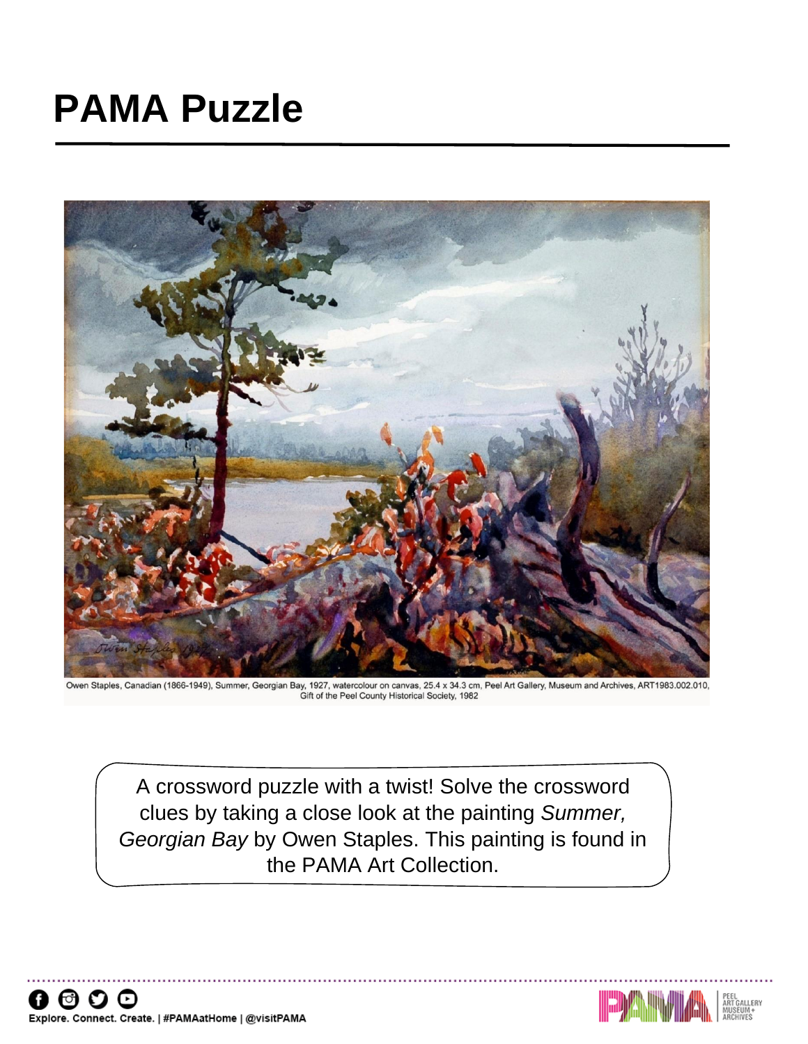# PAMA Puzzle

Owen Staples, Canadian (1866-1949), Summer, Georgian Bay, 1927, watercolour on canvas, 25.4 x 34.3 cm, Peel Art Gallery, Museum and Archives, ART1983.002.010, Gift of the Peel County Historical Society, 1982

A crossword puzzle with a twist! Solve the crossword clues by taking a close look at the painting *Summer, Georgian Bay* by Owen Staples. This painting is found in the PAMA Art Collection.

Explore. Connect. Create. | #PAMAatHome | @visitPAMA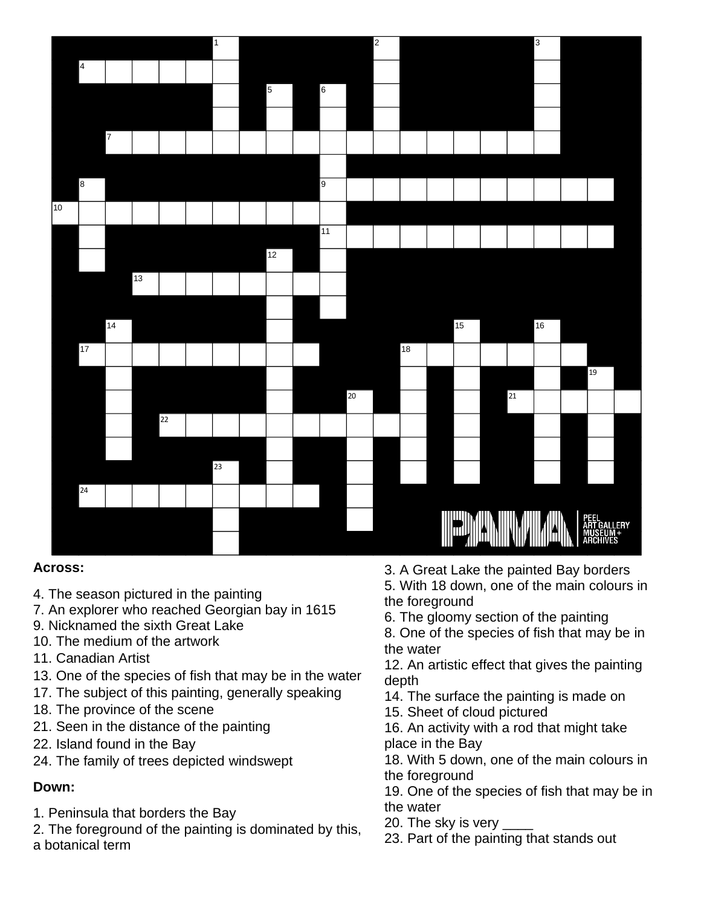**Across:**

4. The season pictured in the painting
7. An explorer who reached Georgian bay in 1615
9. Nicknamed the sixth Great Lake
10. The medium of the artwork
11. Canadian Artist
13. One of the species of fish that may be in the water
17. The subject of this painting, generally speaking
18. The province of the scene
21. Seen in the distance of the painting
22. Island found in the Bay
24. The family of trees depicted windswept

**Down:**

1. Peninsula that borders the Bay
2. The foreground of the painting is dominated by this, a botanical term
3. A Great Lake the painted Bay borders
5. With 18 down, one of the main colours in the foreground
6. The gloomy section of the painting
8. One of the species of fish that may be in the water
12. An artistic effect that gives the painting depth
14. The surface the painting is made on
15. Sheet of cloud pictured
16. An activity with a rod that might take place in the Bay
18. With 5 down, one of the main colours in the foreground
19. One of the species of fish that may be in the water
20. The sky is very ____
23. Part of the painting that stands out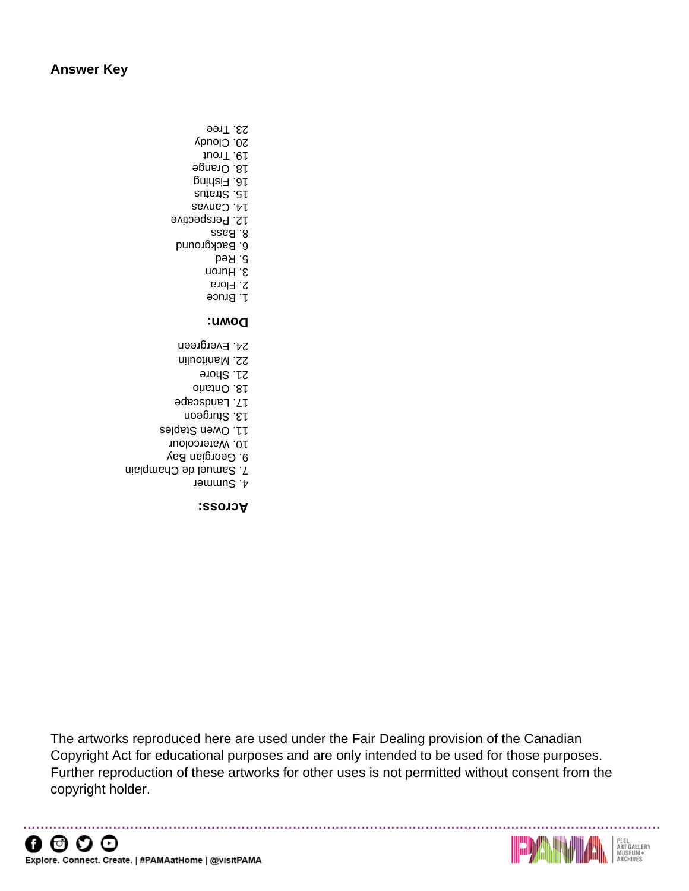**Answer Key**

**Across:**

4. Summer
7. Samuel de Champlain
9. Georgian Bay
10. Watercolour
11. Owen Staples
13. Sturgeon
17. Landscape
18. Ontario
21. Shore
22. Manitoulin
24. Evergreen

**Down:**

1. Bruce
2. Flora
3. Huron
5. Red
6. Background
8. Bass
12. Perspective
14. Canvas
15. Stratus
16. Fishing
18. Orange
19. Trout
20. Cloudy
23. Tree

The artworks reproduced here are used under the Fair Dealing provision of the Canadian Copyright Act for educational purposes and are only intended to be used for those purposes. Further reproduction of these artworks for other uses is not permitted without consent from the copyright holder.

Explore. Connect. Create. | #PAMAatHome | @visitPAMA

PAMA PEEL ART GALLERY MUSEUM + ARCHIVES